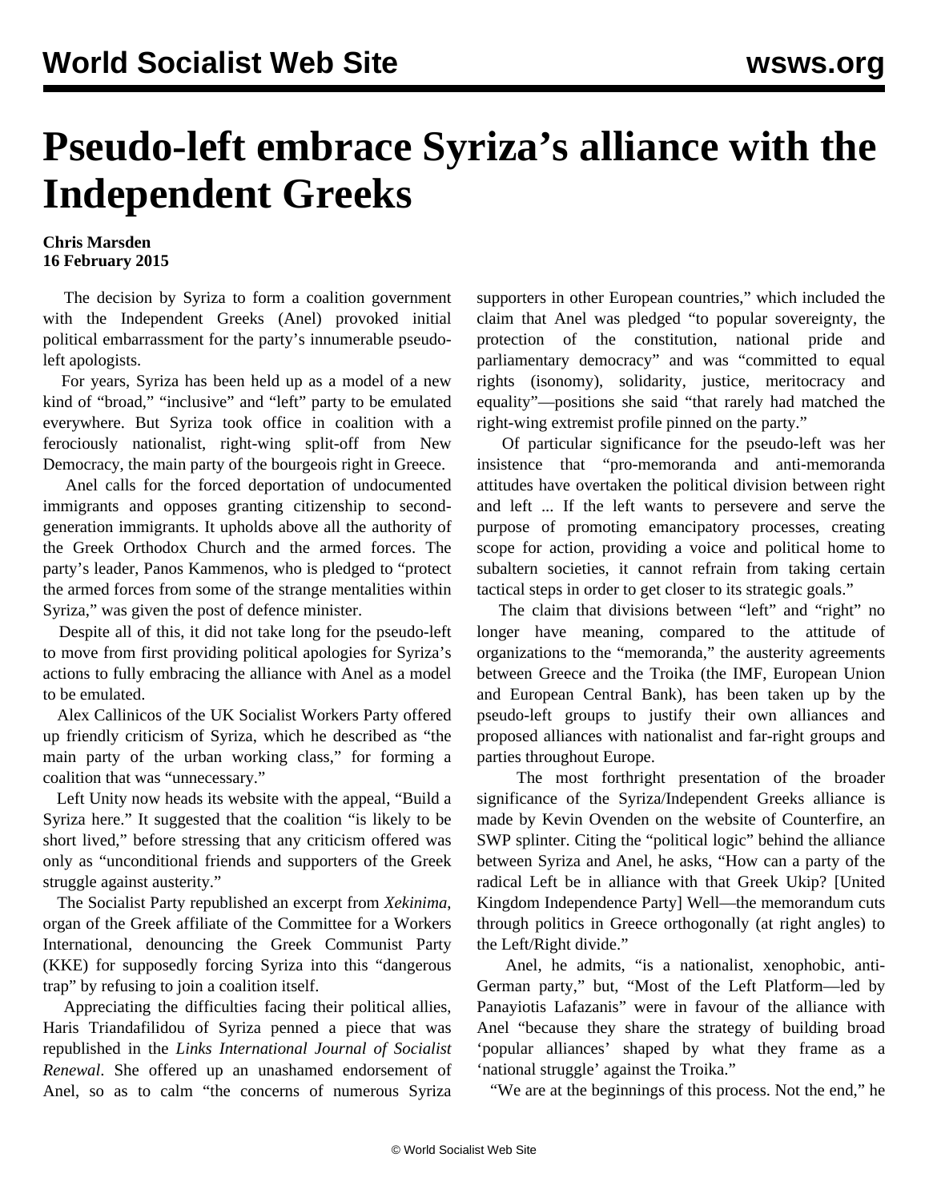# Pseudo-left embrace Syriza's alliance with the Independent Greeks

**Chris Marsden**
**16 February 2015**

The decision by Syriza to form a coalition government with the Independent Greeks (Anel) provoked initial political embarrassment for the party's innumerable pseudo-left apologists.

For years, Syriza has been held up as a model of a new kind of "broad," "inclusive" and "left" party to be emulated everywhere. But Syriza took office in coalition with a ferociously nationalist, right-wing split-off from New Democracy, the main party of the bourgeois right in Greece.

Anel calls for the forced deportation of undocumented immigrants and opposes granting citizenship to second-generation immigrants. It upholds above all the authority of the Greek Orthodox Church and the armed forces. The party's leader, Panos Kammenos, who is pledged to "protect the armed forces from some of the strange mentalities within Syriza," was given the post of defence minister.

Despite all of this, it did not take long for the pseudo-left to move from first providing political apologies for Syriza's actions to fully embracing the alliance with Anel as a model to be emulated.

Alex Callinicos of the UK Socialist Workers Party offered up friendly criticism of Syriza, which he described as "the main party of the urban working class," for forming a coalition that was "unnecessary."

Left Unity now heads its website with the appeal, "Build a Syriza here." It suggested that the coalition "is likely to be short lived," before stressing that any criticism offered was only as "unconditional friends and supporters of the Greek struggle against austerity."

The Socialist Party republished an excerpt from *Xekinima*, organ of the Greek affiliate of the Committee for a Workers International, denouncing the Greek Communist Party (KKE) for supposedly forcing Syriza into this "dangerous trap" by refusing to join a coalition itself.

Appreciating the difficulties facing their political allies, Haris Triandafilidou of Syriza penned a piece that was republished in the *Links International Journal of Socialist Renewal*. She offered up an unashamed endorsement of Anel, so as to calm "the concerns of numerous Syriza supporters in other European countries," which included the claim that Anel was pledged "to popular sovereignty, the protection of the constitution, national pride and parliamentary democracy" and was "committed to equal rights (isonomy), solidarity, justice, meritocracy and equality"—positions she said "that rarely had matched the right-wing extremist profile pinned on the party."

Of particular significance for the pseudo-left was her insistence that "pro-memoranda and anti-memoranda attitudes have overtaken the political division between right and left ... If the left wants to persevere and serve the purpose of promoting emancipatory processes, creating scope for action, providing a voice and political home to subaltern societies, it cannot refrain from taking certain tactical steps in order to get closer to its strategic goals."

The claim that divisions between "left" and "right" no longer have meaning, compared to the attitude of organizations to the "memoranda," the austerity agreements between Greece and the Troika (the IMF, European Union and European Central Bank), has been taken up by the pseudo-left groups to justify their own alliances and proposed alliances with nationalist and far-right groups and parties throughout Europe.

The most forthright presentation of the broader significance of the Syriza/Independent Greeks alliance is made by Kevin Ovenden on the website of Counterfire, an SWP splinter. Citing the "political logic" behind the alliance between Syriza and Anel, he asks, "How can a party of the radical Left be in alliance with that Greek Ukip? [United Kingdom Independence Party] Well—the memorandum cuts through politics in Greece orthogonally (at right angles) to the Left/Right divide."

Anel, he admits, "is a nationalist, xenophobic, anti-German party," but, "Most of the Left Platform—led by Panayiotis Lafazanis" were in favour of the alliance with Anel "because they share the strategy of building broad 'popular alliances' shaped by what they frame as a 'national struggle' against the Troika."

"We are at the beginnings of this process. Not the end," he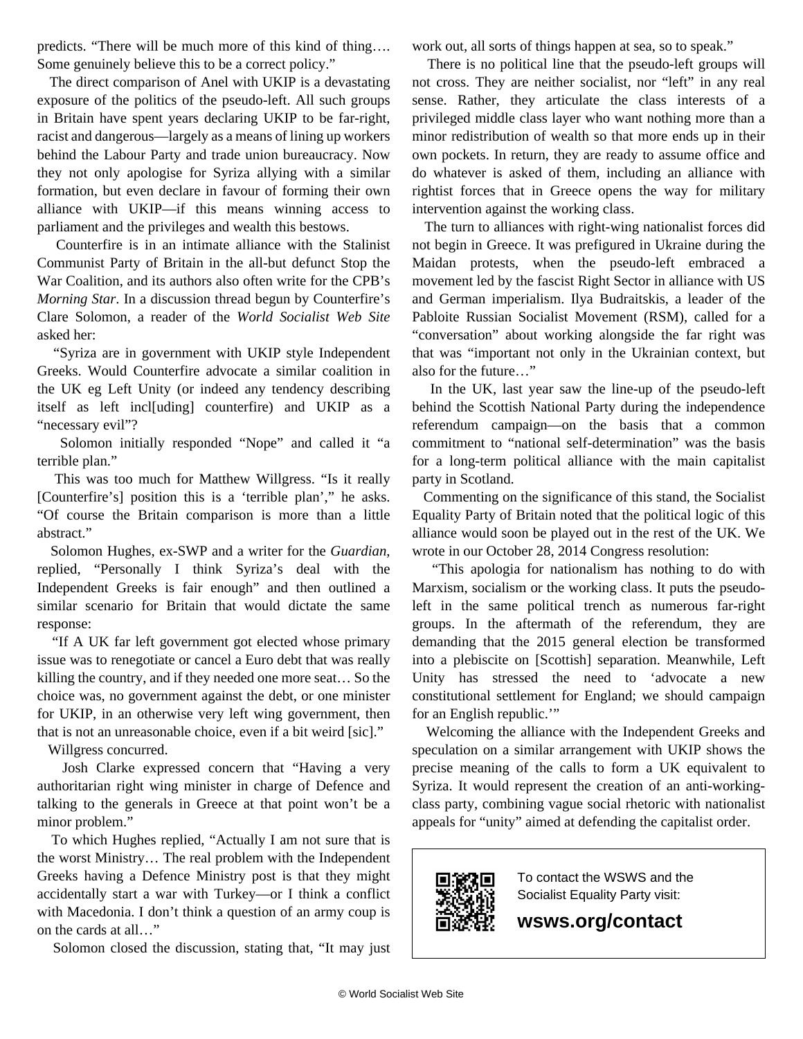predicts. "There will be much more of this kind of thing…. Some genuinely believe this to be a correct policy."

The direct comparison of Anel with UKIP is a devastating exposure of the politics of the pseudo-left. All such groups in Britain have spent years declaring UKIP to be far-right, racist and dangerous—largely as a means of lining up workers behind the Labour Party and trade union bureaucracy. Now they not only apologise for Syriza allying with a similar formation, but even declare in favour of forming their own alliance with UKIP—if this means winning access to parliament and the privileges and wealth this bestows.

Counterfire is in an intimate alliance with the Stalinist Communist Party of Britain in the all-but defunct Stop the War Coalition, and its authors also often write for the CPB's *Morning Star*. In a discussion thread begun by Counterfire's Clare Solomon, a reader of the *World Socialist Web Site* asked her:

"Syriza are in government with UKIP style Independent Greeks. Would Counterfire advocate a similar coalition in the UK eg Left Unity (or indeed any tendency describing itself as left incl[uding] counterfire) and UKIP as a "necessary evil"?

Solomon initially responded "Nope" and called it "a terrible plan."

This was too much for Matthew Willgress. "Is it really [Counterfire's] position this is a 'terrible plan'," he asks. "Of course the Britain comparison is more than a little abstract."

Solomon Hughes, ex-SWP and a writer for the *Guardian*, replied, "Personally I think Syriza's deal with the Independent Greeks is fair enough" and then outlined a similar scenario for Britain that would dictate the same response:

"If A UK far left government got elected whose primary issue was to renegotiate or cancel a Euro debt that was really killing the country, and if they needed one more seat… So the choice was, no government against the debt, or one minister for UKIP, in an otherwise very left wing government, then that is not an unreasonable choice, even if a bit weird [sic]."

Willgress concurred.

Josh Clarke expressed concern that "Having a very authoritarian right wing minister in charge of Defence and talking to the generals in Greece at that point won't be a minor problem."

To which Hughes replied, "Actually I am not sure that is the worst Ministry… The real problem with the Independent Greeks having a Defence Ministry post is that they might accidentally start a war with Turkey—or I think a conflict with Macedonia. I don't think a question of an army coup is on the cards at all…"

Solomon closed the discussion, stating that, "It may just work out, all sorts of things happen at sea, so to speak."

There is no political line that the pseudo-left groups will not cross. They are neither socialist, nor "left" in any real sense. Rather, they articulate the class interests of a privileged middle class layer who want nothing more than a minor redistribution of wealth so that more ends up in their own pockets. In return, they are ready to assume office and do whatever is asked of them, including an alliance with rightist forces that in Greece opens the way for military intervention against the working class.

The turn to alliances with right-wing nationalist forces did not begin in Greece. It was prefigured in Ukraine during the Maidan protests, when the pseudo-left embraced a movement led by the fascist Right Sector in alliance with US and German imperialism. Ilya Budraitskis, a leader of the Pabloite Russian Socialist Movement (RSM), called for a "conversation" about working alongside the far right was that was "important not only in the Ukrainian context, but also for the future…"

In the UK, last year saw the line-up of the pseudo-left behind the Scottish National Party during the independence referendum campaign—on the basis that a common commitment to "national self-determination" was the basis for a long-term political alliance with the main capitalist party in Scotland.

Commenting on the significance of this stand, the Socialist Equality Party of Britain noted that the political logic of this alliance would soon be played out in the rest of the UK. We wrote in our October 28, 2014 Congress resolution:

"This apologia for nationalism has nothing to do with Marxism, socialism or the working class. It puts the pseudo-left in the same political trench as numerous far-right groups. In the aftermath of the referendum, they are demanding that the 2015 general election be transformed into a plebiscite on [Scottish] separation. Meanwhile, Left Unity has stressed the need to 'advocate a new constitutional settlement for England; we should campaign for an English republic.'"

Welcoming the alliance with the Independent Greeks and speculation on a similar arrangement with UKIP shows the precise meaning of the calls to form a UK equivalent to Syriza. It would represent the creation of an anti-working-class party, combining vague social rhetoric with nationalist appeals for "unity" aimed at defending the capitalist order.

To contact the WSWS and the Socialist Equality Party visit:

**wsws.org/contact**